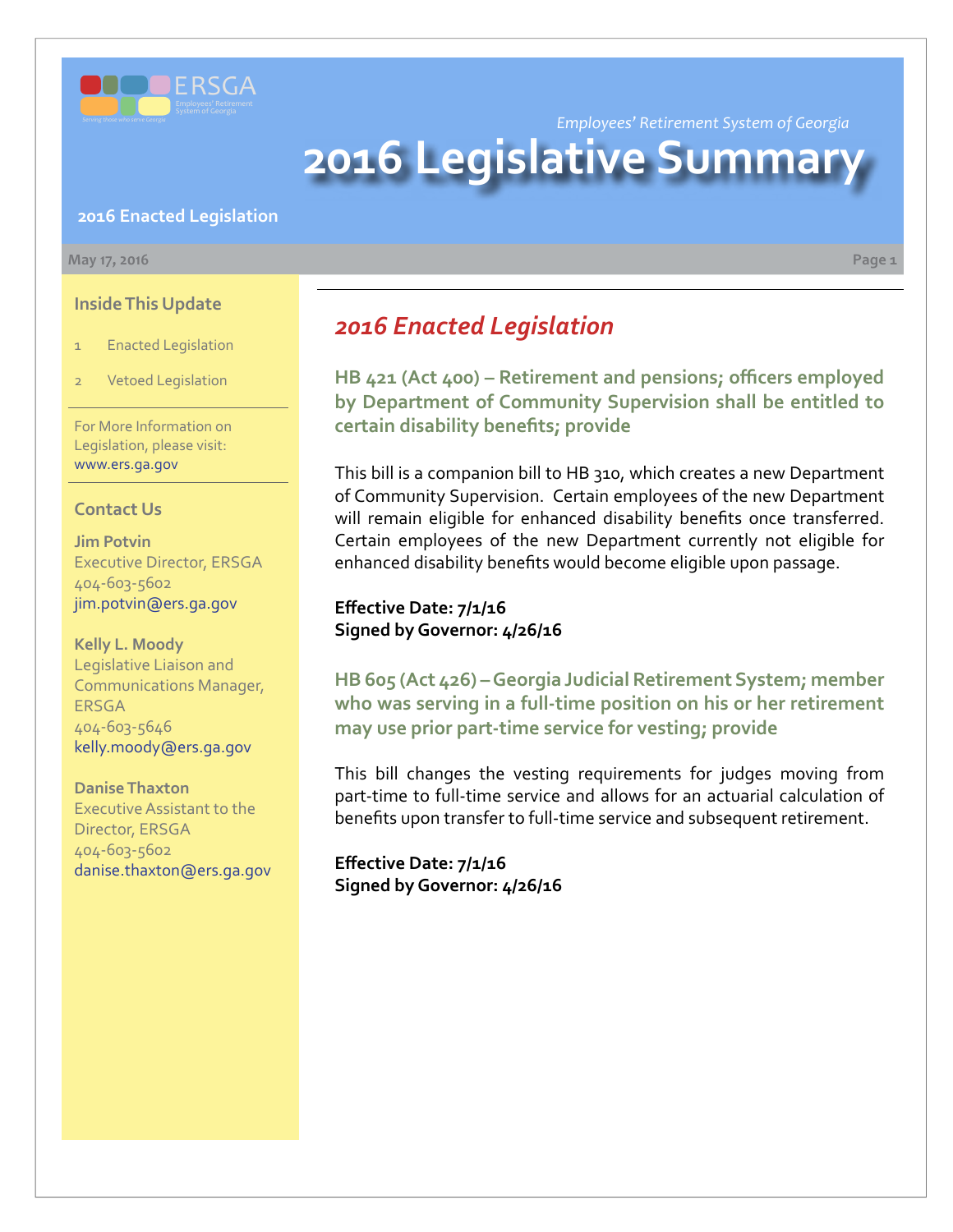*Employees' Retirement System of Georgia*

# 2016 Legislative Summary

**2016 Enacted Legislation**

May 17, 2016

### Inside This Update

1. Enacted Legislation
2. Vetoed Legislation

For More Information on Legislation, please visit: www.ers.ga.gov

### Contact Us

**Jim Potvin**
Executive Director, ERSGA
404-603-5602
jim.potvin@ers.ga.gov

**Kelly L. Moody**
Legislative Liaison and Communications Manager, ERSGA
404-603-5646
kelly.moody@ers.ga.gov

**Danise Thaxton**
Executive Assistant to the Director, ERSGA
404-603-5602
danise.thaxton@ers.ga.gov

## *2016 Enacted Legislation*

### HB 421 (Act 400) – Retirement and pensions; officers employed by Department of Community Supervision shall be entitled to certain disability benefits; provide

This bill is a companion bill to HB 310, which creates a new Department of Community Supervision. Certain employees of the new Department will remain eligible for enhanced disability benefits once transferred. Certain employees of the new Department currently not eligible for enhanced disability benefits would become eligible upon passage.

**Effective Date: 7/1/16**
**Signed by Governor: 4/26/16**

### HB 605 (Act 426) – Georgia Judicial Retirement System; member who was serving in a full-time position on his or her retirement may use prior part-time service for vesting; provide

This bill changes the vesting requirements for judges moving from part-time to full-time service and allows for an actuarial calculation of benefits upon transfer to full-time service and subsequent retirement.

**Effective Date: 7/1/16**
**Signed by Governor: 4/26/16**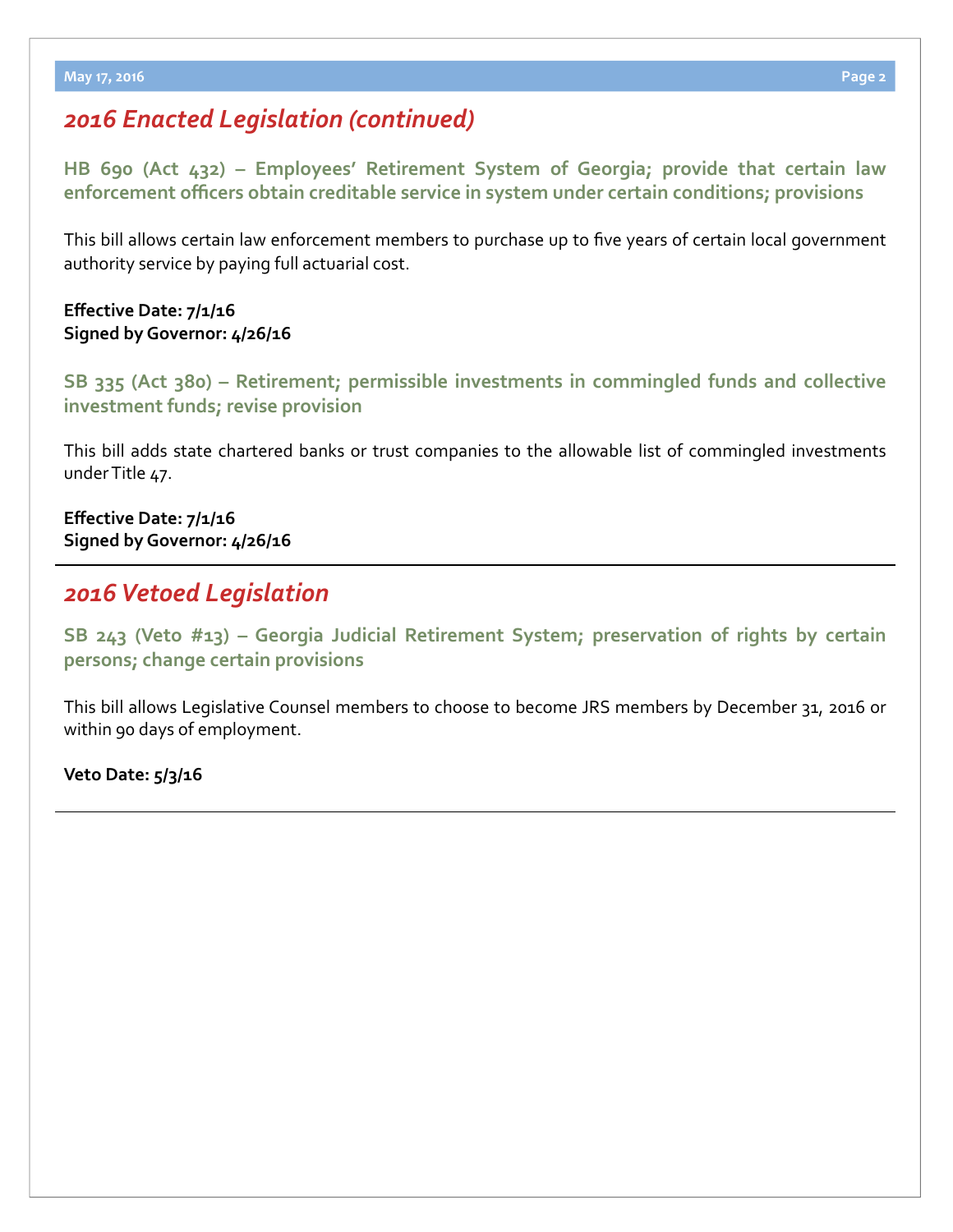## *2016 Enacted Legislation (continued)*

### HB 690 (Act 432) – Employees' Retirement System of Georgia; provide that certain law enforcement officers obtain creditable service in system under certain conditions; provisions

This bill allows certain law enforcement members to purchase up to five years of certain local government authority service by paying full actuarial cost.

**Effective Date: 7/1/16**
**Signed by Governor: 4/26/16**

### SB 335 (Act 380) – Retirement; permissible investments in commingled funds and collective investment funds; revise provision

This bill adds state chartered banks or trust companies to the allowable list of commingled investments under Title 47.

**Effective Date: 7/1/16**
**Signed by Governor: 4/26/16**

---

## *2016 Vetoed Legislation*

### SB 243 (Veto #13) – Georgia Judicial Retirement System; preservation of rights by certain persons; change certain provisions

This bill allows Legislative Counsel members to choose to become JRS members by December 31, 2016 or within 90 days of employment.

**Veto Date: 5/3/16**

---